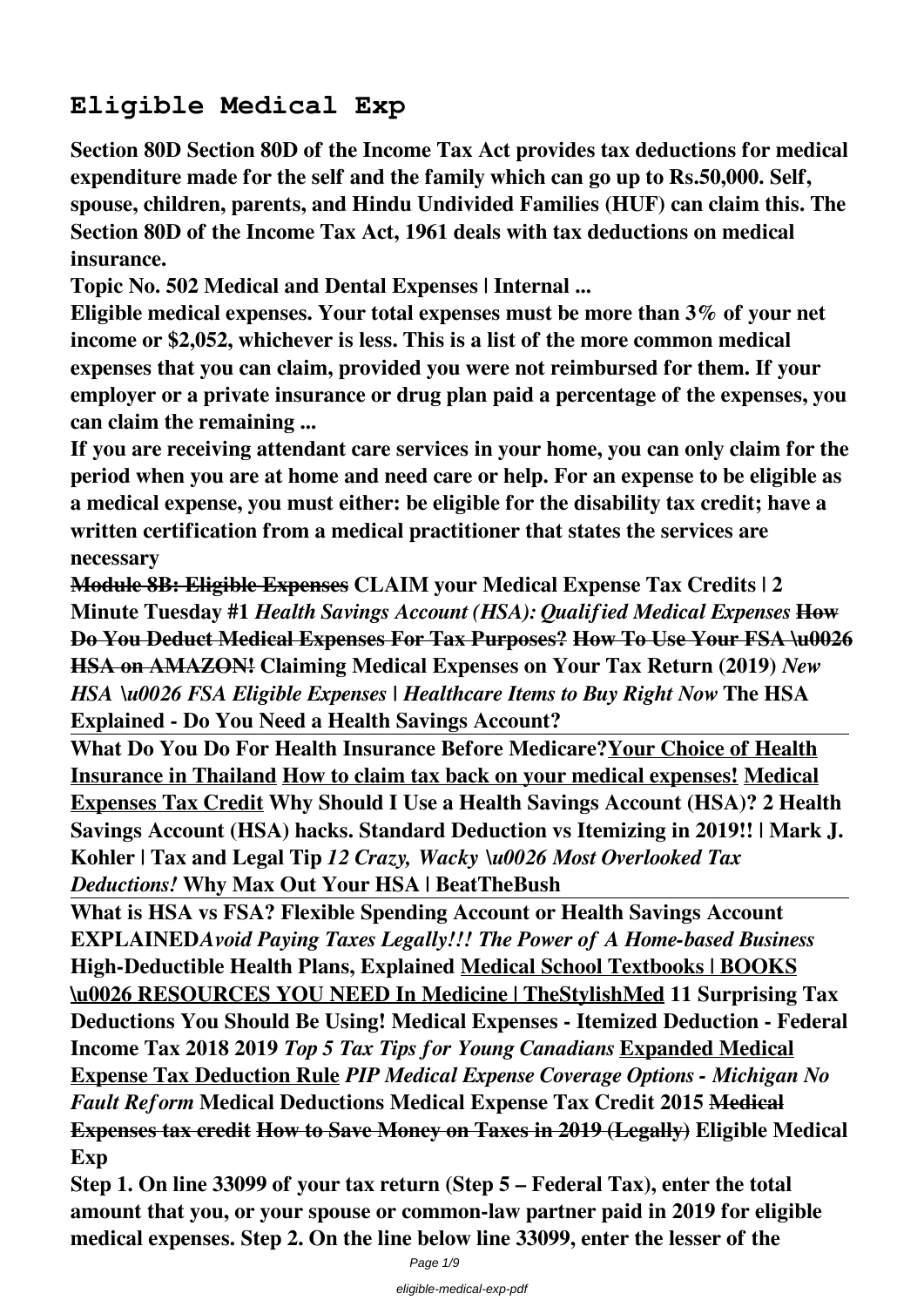# Eligible Medical Exp

**Section 80D Section 80D of the Income Tax Act provides tax deductions for medical expenditure made for the self and the family which can go up to Rs.50,000. Self, spouse, children, parents, and Hindu Undivided Families (HUF) can claim this. The Section 80D of the Income Tax Act, 1961 deals with tax deductions on medical insurance.**

**Topic No. 502 Medical and Dental Expenses | Internal ...**

**Eligible medical expenses. Your total expenses must be more than 3% of your net income or $2,052, whichever is less. This is a list of the more common medical expenses that you can claim, provided you were not reimbursed for them. If your employer or a private insurance or drug plan paid a percentage of the expenses, you can claim the remaining ...**

**If you are receiving attendant care services in your home, you can only claim for the period when you are at home and need care or help. For an expense to be eligible as a medical expense, you must either: be eligible for the disability tax credit; have a written certification from a medical practitioner that states the services are necessary**

**~~Module 8B: Eligible Expenses~~ CLAIM your Medical Expense Tax Credits | 2 Minute Tuesday #1** ***Health Savings Account (HSA): Qualified Medical Expenses*** **~~How Do You Deduct Medical Expenses For Tax Purposes?~~ ~~How To Use Your FSA \u0026 HSA on AMAZON!~~ Claiming Medical Expenses on Your Tax Return (2019)** ***New HSA \u0026 FSA Eligible Expenses | Healthcare Items to Buy Right Now*** **The HSA Explained - Do You Need a Health Savings Account?**

**What Do You Do For Health Insurance Before Medicare?Your Choice of Health Insurance in Thailand How to claim tax back on your medical expenses! Medical Expenses Tax Credit Why Should I Use a Health Savings Account (HSA)? 2 Health Savings Account (HSA) hacks. Standard Deduction vs Itemizing in 2019!! | Mark J. Kohler | Tax and Legal Tip** ***12 Crazy, Wacky \u0026 Most Overlooked Tax Deductions!*** **Why Max Out Your HSA | BeatTheBush**

**What is HSA vs FSA? Flexible Spending Account or Health Savings Account EXPLAINED*Avoid Paying Taxes Legally!!! The Power of A Home-based Business*** **High-Deductible Health Plans, Explained Medical School Textbooks | BOOKS \u0026 RESOURCES YOU NEED In Medicine | TheStylishMed 11 Surprising Tax Deductions You Should Be Using! Medical Expenses - Itemized Deduction - Federal Income Tax 2018 2019** ***Top 5 Tax Tips for Young Canadians*** **Expanded Medical Expense Tax Deduction Rule** ***PIP Medical Expense Coverage Options - Michigan No Fault Reform*** **Medical Deductions Medical Expense Tax Credit 2015 ~~Medical Expenses tax credit~~ ~~How to Save Money on Taxes in 2019 (Legally)~~ Eligible Medical Exp**

**Step 1. On line 33099 of your tax return (Step 5 – Federal Tax), enter the total amount that you, or your spouse or common-law partner paid in 2019 for eligible medical expenses. Step 2. On the line below line 33099, enter the lesser of the**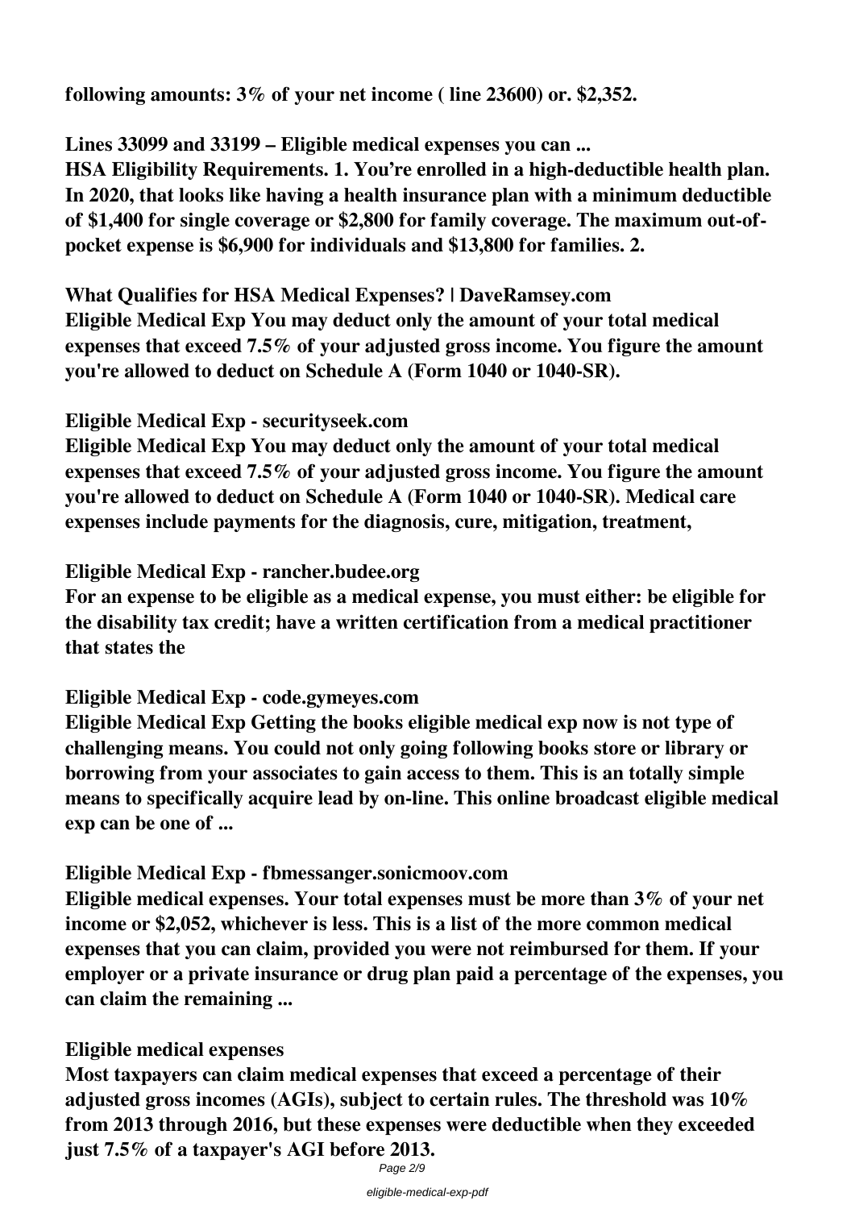**following amounts: 3% of your net income ( line 23600) or. $2,352.**

**Lines 33099 and 33199 – Eligible medical expenses you can ...**

**HSA Eligibility Requirements. 1. You're enrolled in a high-deductible health plan. In 2020, that looks like having a health insurance plan with a minimum deductible of $1,400 for single coverage or $2,800 for family coverage. The maximum out-of-pocket expense is $6,900 for individuals and $13,800 for families. 2.**

**What Qualifies for HSA Medical Expenses? | DaveRamsey.com**

**Eligible Medical Exp You may deduct only the amount of your total medical expenses that exceed 7.5% of your adjusted gross income. You figure the amount you're allowed to deduct on Schedule A (Form 1040 or 1040-SR).**

**Eligible Medical Exp - securityseek.com**

**Eligible Medical Exp You may deduct only the amount of your total medical expenses that exceed 7.5% of your adjusted gross income. You figure the amount you're allowed to deduct on Schedule A (Form 1040 or 1040-SR). Medical care expenses include payments for the diagnosis, cure, mitigation, treatment,**

**Eligible Medical Exp - rancher.budee.org**

**For an expense to be eligible as a medical expense, you must either: be eligible for the disability tax credit; have a written certification from a medical practitioner that states the**

**Eligible Medical Exp - code.gymeyes.com**

**Eligible Medical Exp Getting the books eligible medical exp now is not type of challenging means. You could not only going following books store or library or borrowing from your associates to gain access to them. This is an totally simple means to specifically acquire lead by on-line. This online broadcast eligible medical exp can be one of ...**

**Eligible Medical Exp - fbmessanger.sonicmoov.com**

**Eligible medical expenses. Your total expenses must be more than 3% of your net income or $2,052, whichever is less. This is a list of the more common medical expenses that you can claim, provided you were not reimbursed for them. If your employer or a private insurance or drug plan paid a percentage of the expenses, you can claim the remaining ...**

**Eligible medical expenses**

**Most taxpayers can claim medical expenses that exceed a percentage of their adjusted gross incomes (AGIs), subject to certain rules. The threshold was 10% from 2013 through 2016, but these expenses were deductible when they exceeded just 7.5% of a taxpayer's AGI before 2013.**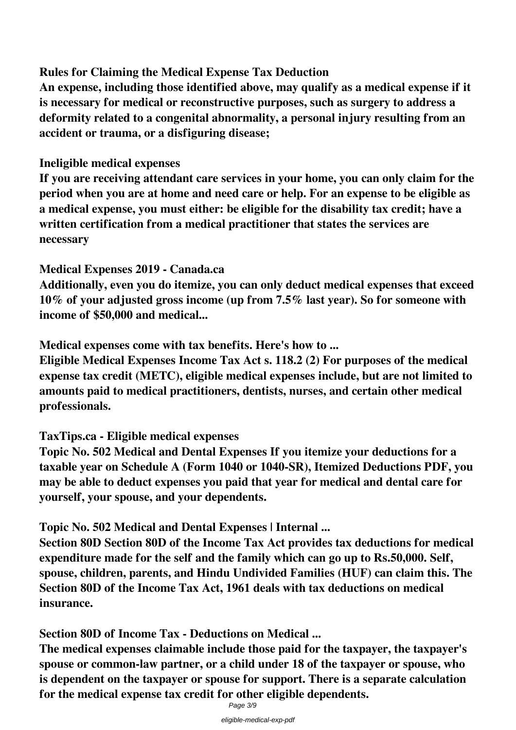### Rules for Claiming the Medical Expense Tax Deduction

**An expense, including those identified above, may qualify as a medical expense if it is necessary for medical or reconstructive purposes, such as surgery to address a deformity related to a congenital abnormality, a personal injury resulting from an accident or trauma, or a disfiguring disease;**

### Ineligible medical expenses

**If you are receiving attendant care services in your home, you can only claim for the period when you are at home and need care or help. For an expense to be eligible as a medical expense, you must either: be eligible for the disability tax credit; have a written certification from a medical practitioner that states the services are necessary**

### Medical Expenses 2019 - Canada.ca

**Additionally, even you do itemize, you can only deduct medical expenses that exceed 10% of your adjusted gross income (up from 7.5% last year). So for someone with income of $50,000 and medical...**

### Medical expenses come with tax benefits. Here's how to ...

**Eligible Medical Expenses Income Tax Act s. 118.2 (2) For purposes of the medical expense tax credit (METC), eligible medical expenses include, but are not limited to amounts paid to medical practitioners, dentists, nurses, and certain other medical professionals.**

### TaxTips.ca - Eligible medical expenses

**Topic No. 502 Medical and Dental Expenses If you itemize your deductions for a taxable year on Schedule A (Form 1040 or 1040-SR), Itemized Deductions PDF, you may be able to deduct expenses you paid that year for medical and dental care for yourself, your spouse, and your dependents.**

### Topic No. 502 Medical and Dental Expenses | Internal ...

**Section 80D Section 80D of the Income Tax Act provides tax deductions for medical expenditure made for the self and the family which can go up to Rs.50,000. Self, spouse, children, parents, and Hindu Undivided Families (HUF) can claim this. The Section 80D of the Income Tax Act, 1961 deals with tax deductions on medical insurance.**

### Section 80D of Income Tax - Deductions on Medical ...

**The medical expenses claimable include those paid for the taxpayer, the taxpayer's spouse or common-law partner, or a child under 18 of the taxpayer or spouse, who is dependent on the taxpayer or spouse for support. There is a separate calculation for the medical expense tax credit for other eligible dependents.**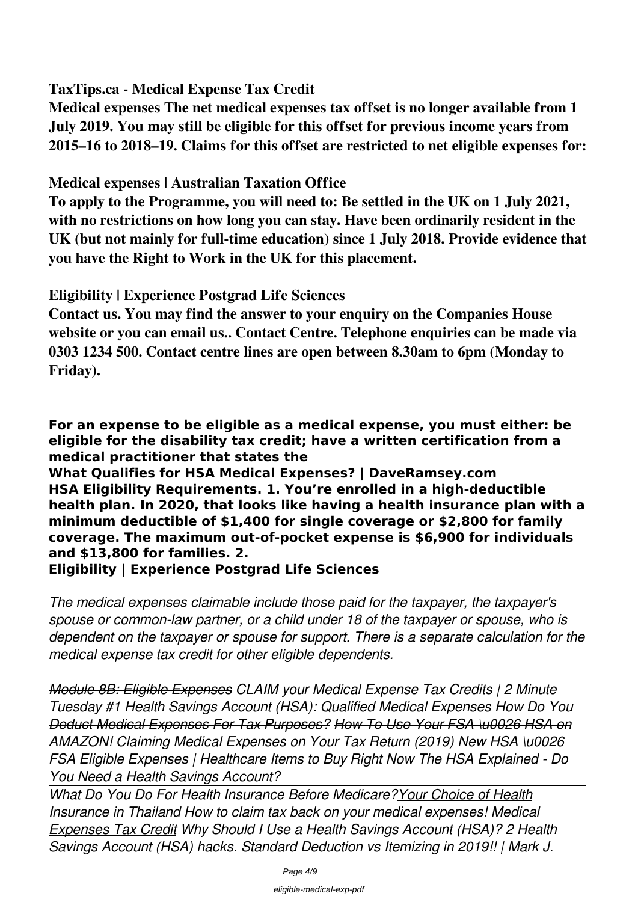**TaxTips.ca - Medical Expense Tax Credit**

**Medical expenses The net medical expenses tax offset is no longer available from 1 July 2019. You may still be eligible for this offset for previous income years from 2015–16 to 2018–19. Claims for this offset are restricted to net eligible expenses for:**

**Medical expenses | Australian Taxation Office**

**To apply to the Programme, you will need to: Be settled in the UK on 1 July 2021, with no restrictions on how long you can stay. Have been ordinarily resident in the UK (but not mainly for full-time education) since 1 July 2018. Provide evidence that you have the Right to Work in the UK for this placement.**

**Eligibility | Experience Postgrad Life Sciences**

**Contact us. You may find the answer to your enquiry on the Companies House website or you can email us.. Contact Centre. Telephone enquiries can be made via 0303 1234 500. Contact centre lines are open between 8.30am to 6pm (Monday to Friday).**

**For an expense to be eligible as a medical expense, you must either: be eligible for the disability tax credit; have a written certification from a medical practitioner that states the**

**What Qualifies for HSA Medical Expenses? | DaveRamsey.com**

**HSA Eligibility Requirements. 1. You're enrolled in a high-deductible health plan. In 2020, that looks like having a health insurance plan with a minimum deductible of $1,400 for single coverage or $2,800 for family coverage. The maximum out-of-pocket expense is $6,900 for individuals and $13,800 for families. 2.**

**Eligibility | Experience Postgrad Life Sciences**

*The medical expenses claimable include those paid for the taxpayer, the taxpayer's spouse or common-law partner, or a child under 18 of the taxpayer or spouse, who is dependent on the taxpayer or spouse for support. There is a separate calculation for the medical expense tax credit for other eligible dependents.*

*~~Module 8B: Eligible Expenses~~ CLAIM your Medical Expense Tax Credits | 2 Minute Tuesday #1 Health Savings Account (HSA): Qualified Medical Expenses ~~How Do You Deduct Medical Expenses For Tax Purposes?~~ ~~How To Use Your FSA \u0026 HSA on AMAZON!~~ Claiming Medical Expenses on Your Tax Return (2019) New HSA \u0026 FSA Eligible Expenses | Healthcare Items to Buy Right Now The HSA Explained - Do You Need a Health Savings Account?*

*What Do You Do For Health Insurance Before Medicare?Your Choice of Health Insurance in Thailand How to claim tax back on your medical expenses! Medical Expenses Tax Credit Why Should I Use a Health Savings Account (HSA)? 2 Health Savings Account (HSA) hacks. Standard Deduction vs Itemizing in 2019!! | Mark J.*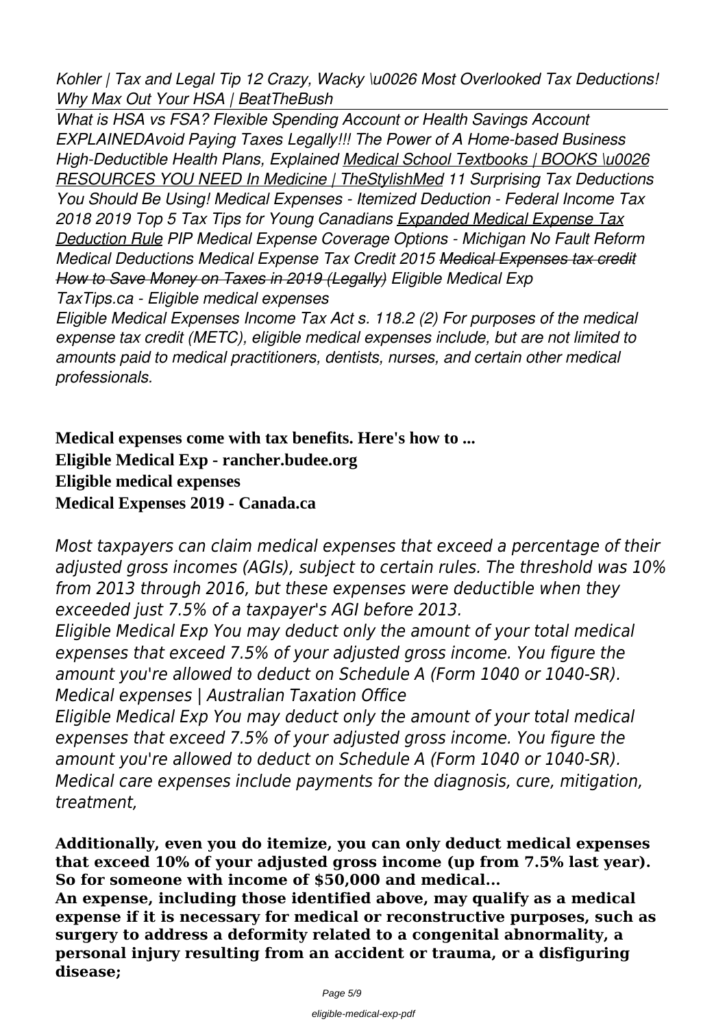*Kohler | Tax and Legal Tip 12 Crazy, Wacky \u0026 Most Overlooked Tax Deductions! Why Max Out Your HSA | BeatTheBush*

*What is HSA vs FSA? Flexible Spending Account or Health Savings Account EXPLAINEDAvoid Paying Taxes Legally!!! The Power of A Home-based Business High-Deductible Health Plans, Explained Medical School Textbooks | BOOKS \u0026 RESOURCES YOU NEED In Medicine | TheStylishMed 11 Surprising Tax Deductions You Should Be Using! Medical Expenses - Itemized Deduction - Federal Income Tax 2018 2019 Top 5 Tax Tips for Young Canadians Expanded Medical Expense Tax Deduction Rule PIP Medical Expense Coverage Options - Michigan No Fault Reform Medical Deductions Medical Expense Tax Credit 2015 ~~Medical Expenses tax credit How to Save Money on Taxes in 2019 (Legally)~~ Eligible Medical Exp*

*TaxTips.ca - Eligible medical expenses*

*Eligible Medical Expenses Income Tax Act s. 118.2 (2) For purposes of the medical expense tax credit (METC), eligible medical expenses include, but are not limited to amounts paid to medical practitioners, dentists, nurses, and certain other medical professionals.*

**Medical expenses come with tax benefits. Here's how to ...**
**Eligible Medical Exp - rancher.budee.org**
**Eligible medical expenses**
**Medical Expenses 2019 - Canada.ca**

*Most taxpayers can claim medical expenses that exceed a percentage of their adjusted gross incomes (AGIs), subject to certain rules. The threshold was 10% from 2013 through 2016, but these expenses were deductible when they exceeded just 7.5% of a taxpayer's AGI before 2013.*

*Eligible Medical Exp You may deduct only the amount of your total medical expenses that exceed 7.5% of your adjusted gross income. You figure the amount you're allowed to deduct on Schedule A (Form 1040 or 1040-SR).*

*Medical expenses | Australian Taxation Office*

*Eligible Medical Exp You may deduct only the amount of your total medical expenses that exceed 7.5% of your adjusted gross income. You figure the amount you're allowed to deduct on Schedule A (Form 1040 or 1040-SR). Medical care expenses include payments for the diagnosis, cure, mitigation, treatment,*

**Additionally, even you do itemize, you can only deduct medical expenses that exceed 10% of your adjusted gross income (up from 7.5% last year). So for someone with income of $50,000 and medical...**

**An expense, including those identified above, may qualify as a medical expense if it is necessary for medical or reconstructive purposes, such as surgery to address a deformity related to a congenital abnormality, a personal injury resulting from an accident or trauma, or a disfiguring disease;**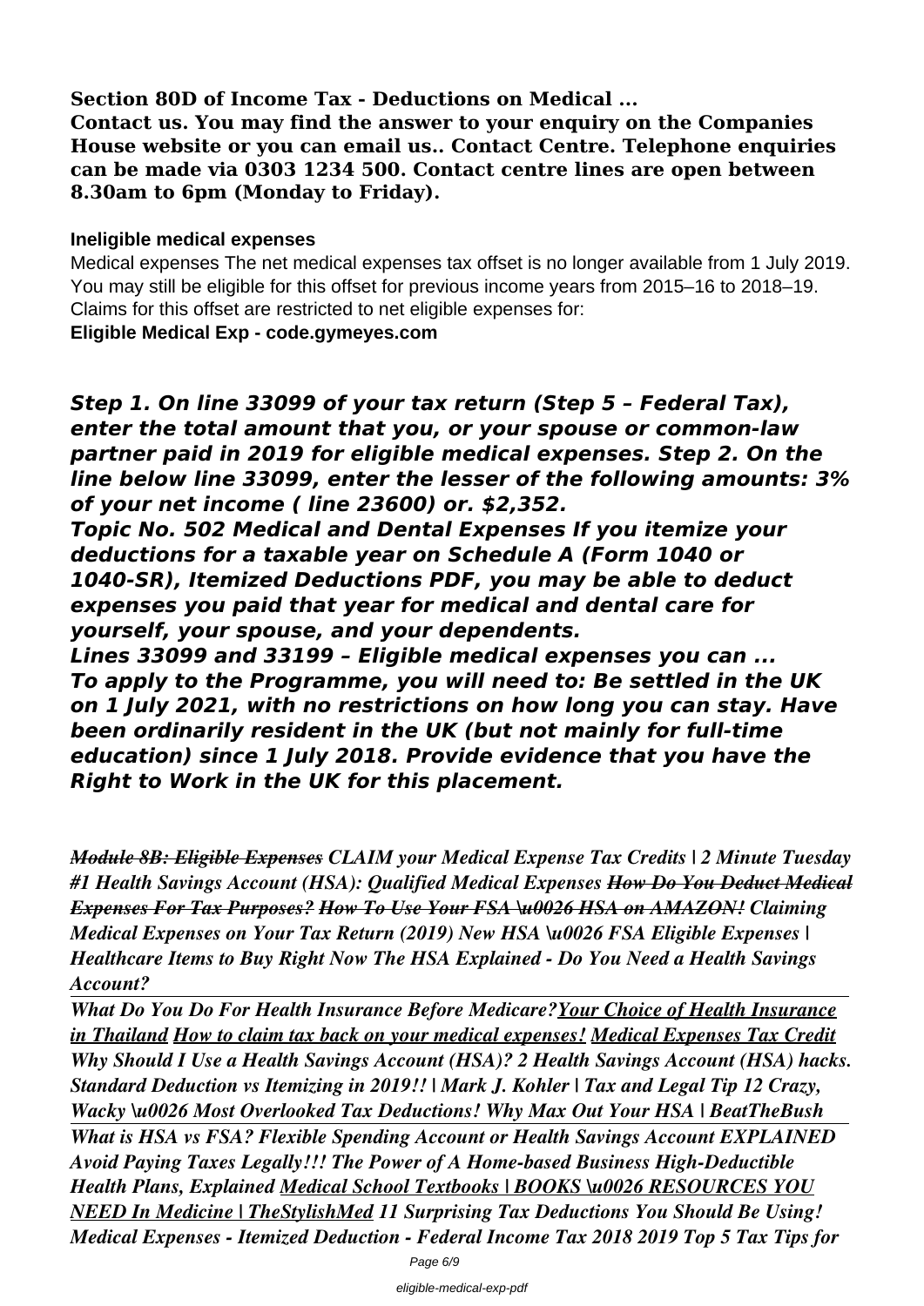**Section 80D of Income Tax - Deductions on Medical ...**
**Contact us. You may find the answer to your enquiry on the Companies House website or you can email us.. Contact Centre. Telephone enquiries can be made via 0303 1234 500. Contact centre lines are open between 8.30am to 6pm (Monday to Friday).**

**Ineligible medical expenses**

Medical expenses The net medical expenses tax offset is no longer available from 1 July 2019. You may still be eligible for this offset for previous income years from 2015–16 to 2018–19. Claims for this offset are restricted to net eligible expenses for:

**Eligible Medical Exp - code.gymeyes.com**

***Step 1. On line 33099 of your tax return (Step 5 – Federal Tax), enter the total amount that you, or your spouse or common-law partner paid in 2019 for eligible medical expenses. Step 2. On the line below line 33099, enter the lesser of the following amounts: 3% of your net income ( line 23600) or. $2,352.***

***Topic No. 502 Medical and Dental Expenses If you itemize your deductions for a taxable year on Schedule A (Form 1040 or 1040-SR), Itemized Deductions PDF, you may be able to deduct expenses you paid that year for medical and dental care for yourself, your spouse, and your dependents.***

***Lines 33099 and 33199 – Eligible medical expenses you can ...***

***To apply to the Programme, you will need to: Be settled in the UK on 1 July 2021, with no restrictions on how long you can stay. Have been ordinarily resident in the UK (but not mainly for full-time education) since 1 July 2018. Provide evidence that you have the Right to Work in the UK for this placement.***

***~~Module 8B: Eligible Expenses~~ CLAIM your Medical Expense Tax Credits | 2 Minute Tuesday #1 Health Savings Account (HSA): Qualified Medical Expenses ~~How Do You Deduct Medical Expenses For Tax Purposes? How To Use Your FSA \u0026 HSA on AMAZON!~~ Claiming Medical Expenses on Your Tax Return (2019) New HSA \u0026 FSA Eligible Expenses | Healthcare Items to Buy Right Now The HSA Explained - Do You Need a Health Savings Account?***

***What Do You Do For Health Insurance Before Medicare?Your Choice of Health Insurance in Thailand How to claim tax back on your medical expenses! Medical Expenses Tax Credit Why Should I Use a Health Savings Account (HSA)? 2 Health Savings Account (HSA) hacks. Standard Deduction vs Itemizing in 2019!! | Mark J. Kohler | Tax and Legal Tip 12 Crazy, Wacky \u0026 Most Overlooked Tax Deductions! Why Max Out Your HSA | BeatTheBush***

***What is HSA vs FSA? Flexible Spending Account or Health Savings Account EXPLAINED Avoid Paying Taxes Legally!!! The Power of A Home-based Business High-Deductible Health Plans, Explained Medical School Textbooks | BOOKS \u0026 RESOURCES YOU NEED In Medicine | TheStylishMed 11 Surprising Tax Deductions You Should Be Using! Medical Expenses - Itemized Deduction - Federal Income Tax 2018 2019 Top 5 Tax Tips for***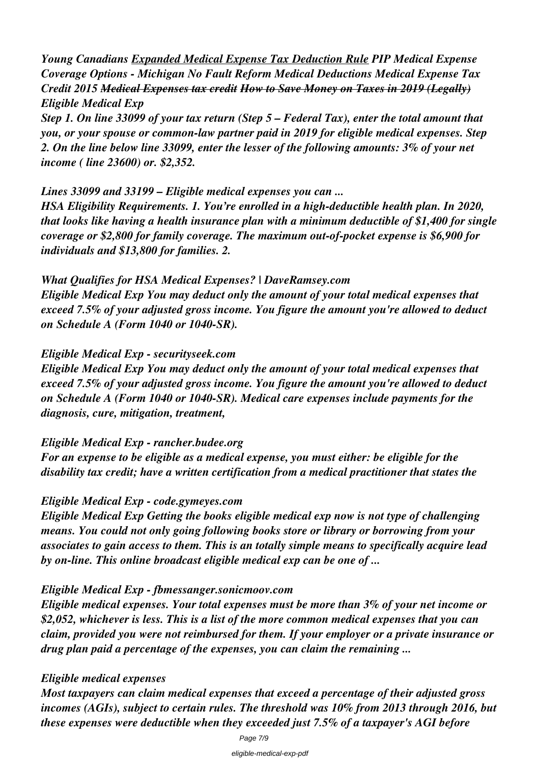*Young Canadians* ***Expanded Medical Expense Tax Deduction Rule*** ***PIP Medical Expense Coverage Options - Michigan No Fault Reform Medical Deductions Medical Expense Tax Credit 2015*** ~~***Medical Expenses tax credit***~~ ~~***How to Save Money on Taxes in 2019 (Legally)***~~

***Eligible Medical Exp***

***Step 1. On line 33099 of your tax return (Step 5 – Federal Tax), enter the total amount that you, or your spouse or common-law partner paid in 2019 for eligible medical expenses. Step 2. On the line below line 33099, enter the lesser of the following amounts: 3% of your net income ( line 23600) or. $2,352.***

***Lines 33099 and 33199 – Eligible medical expenses you can ...***

***HSA Eligibility Requirements. 1. You're enrolled in a high-deductible health plan. In 2020, that looks like having a health insurance plan with a minimum deductible of $1,400 for single coverage or $2,800 for family coverage. The maximum out-of-pocket expense is $6,900 for individuals and $13,800 for families. 2.***

***What Qualifies for HSA Medical Expenses? | DaveRamsey.com***

***Eligible Medical Exp You may deduct only the amount of your total medical expenses that exceed 7.5% of your adjusted gross income. You figure the amount you're allowed to deduct on Schedule A (Form 1040 or 1040-SR).***

***Eligible Medical Exp - securityseek.com***

***Eligible Medical Exp You may deduct only the amount of your total medical expenses that exceed 7.5% of your adjusted gross income. You figure the amount you're allowed to deduct on Schedule A (Form 1040 or 1040-SR). Medical care expenses include payments for the diagnosis, cure, mitigation, treatment,***

***Eligible Medical Exp - rancher.budee.org***

***For an expense to be eligible as a medical expense, you must either: be eligible for the disability tax credit; have a written certification from a medical practitioner that states the***

***Eligible Medical Exp - code.gymeyes.com***

***Eligible Medical Exp Getting the books eligible medical exp now is not type of challenging means. You could not only going following books store or library or borrowing from your associates to gain access to them. This is an totally simple means to specifically acquire lead by on-line. This online broadcast eligible medical exp can be one of ...***

***Eligible Medical Exp - fbmessanger.sonicmoov.com***

***Eligible medical expenses. Your total expenses must be more than 3% of your net income or $2,052, whichever is less. This is a list of the more common medical expenses that you can claim, provided you were not reimbursed for them. If your employer or a private insurance or drug plan paid a percentage of the expenses, you can claim the remaining ...***

***Eligible medical expenses***

***Most taxpayers can claim medical expenses that exceed a percentage of their adjusted gross incomes (AGIs), subject to certain rules. The threshold was 10% from 2013 through 2016, but these expenses were deductible when they exceeded just 7.5% of a taxpayer's AGI before***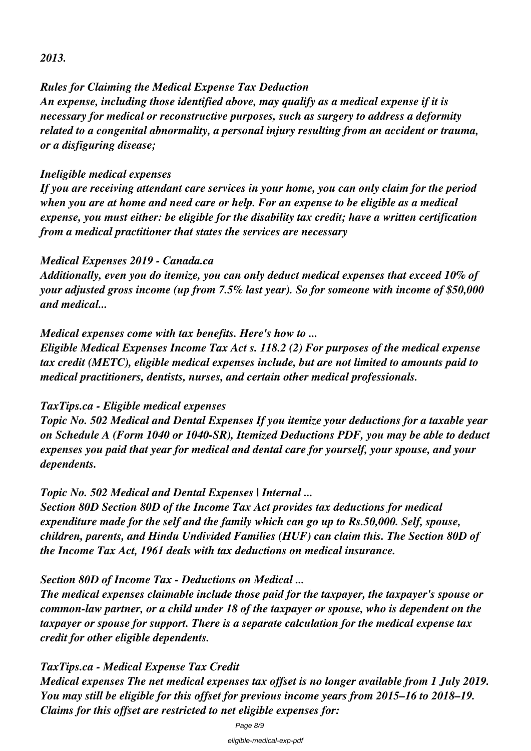*2013.*

***Rules for Claiming the Medical Expense Tax Deduction***

***An expense, including those identified above, may qualify as a medical expense if it is necessary for medical or reconstructive purposes, such as surgery to address a deformity related to a congenital abnormality, a personal injury resulting from an accident or trauma, or a disfiguring disease;***

***Ineligible medical expenses***

***If you are receiving attendant care services in your home, you can only claim for the period when you are at home and need care or help. For an expense to be eligible as a medical expense, you must either: be eligible for the disability tax credit; have a written certification from a medical practitioner that states the services are necessary***

***Medical Expenses 2019 - Canada.ca***

***Additionally, even you do itemize, you can only deduct medical expenses that exceed 10% of your adjusted gross income (up from 7.5% last year). So for someone with income of $50,000 and medical...***

***Medical expenses come with tax benefits. Here's how to ...***

***Eligible Medical Expenses Income Tax Act s. 118.2 (2) For purposes of the medical expense tax credit (METC), eligible medical expenses include, but are not limited to amounts paid to medical practitioners, dentists, nurses, and certain other medical professionals.***

***TaxTips.ca - Eligible medical expenses***

***Topic No. 502 Medical and Dental Expenses If you itemize your deductions for a taxable year on Schedule A (Form 1040 or 1040-SR), Itemized Deductions PDF, you may be able to deduct expenses you paid that year for medical and dental care for yourself, your spouse, and your dependents.***

***Topic No. 502 Medical and Dental Expenses | Internal ...***

***Section 80D Section 80D of the Income Tax Act provides tax deductions for medical expenditure made for the self and the family which can go up to Rs.50,000. Self, spouse, children, parents, and Hindu Undivided Families (HUF) can claim this. The Section 80D of the Income Tax Act, 1961 deals with tax deductions on medical insurance.***

***Section 80D of Income Tax - Deductions on Medical ...***

***The medical expenses claimable include those paid for the taxpayer, the taxpayer's spouse or common-law partner, or a child under 18 of the taxpayer or spouse, who is dependent on the taxpayer or spouse for support. There is a separate calculation for the medical expense tax credit for other eligible dependents.***

***TaxTips.ca - Medical Expense Tax Credit***

***Medical expenses The net medical expenses tax offset is no longer available from 1 July 2019. You may still be eligible for this offset for previous income years from 2015–16 to 2018–19. Claims for this offset are restricted to net eligible expenses for:***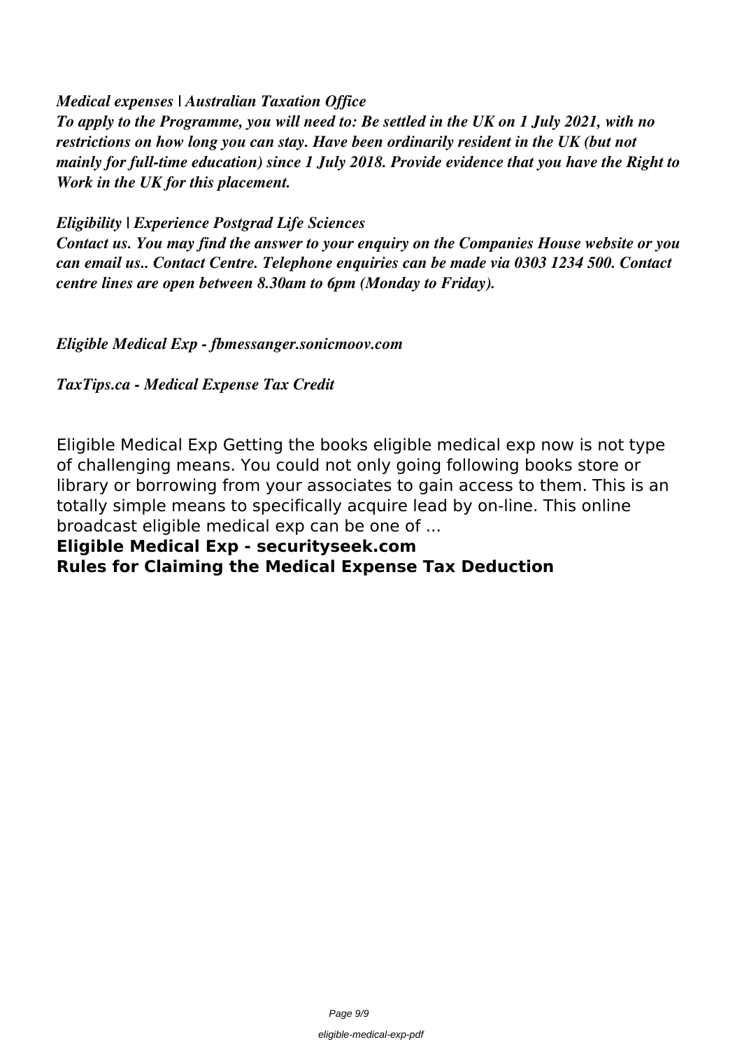***Medical expenses | Australian Taxation Office***

***To apply to the Programme, you will need to: Be settled in the UK on 1 July 2021, with no restrictions on how long you can stay. Have been ordinarily resident in the UK (but not mainly for full-time education) since 1 July 2018. Provide evidence that you have the Right to Work in the UK for this placement.***

***Eligibility | Experience Postgrad Life Sciences***

***Contact us. You may find the answer to your enquiry on the Companies House website or you can email us.. Contact Centre. Telephone enquiries can be made via 0303 1234 500. Contact centre lines are open between 8.30am to 6pm (Monday to Friday).***

***Eligible Medical Exp - fbmessanger.sonicmoov.com***

***TaxTips.ca - Medical Expense Tax Credit***

Eligible Medical Exp Getting the books eligible medical exp now is not type of challenging means. You could not only going following books store or library or borrowing from your associates to gain access to them. This is an totally simple means to specifically acquire lead by on-line. This online broadcast eligible medical exp can be one of ...

**Eligible Medical Exp - securityseek.com**

**Rules for Claiming the Medical Expense Tax Deduction**